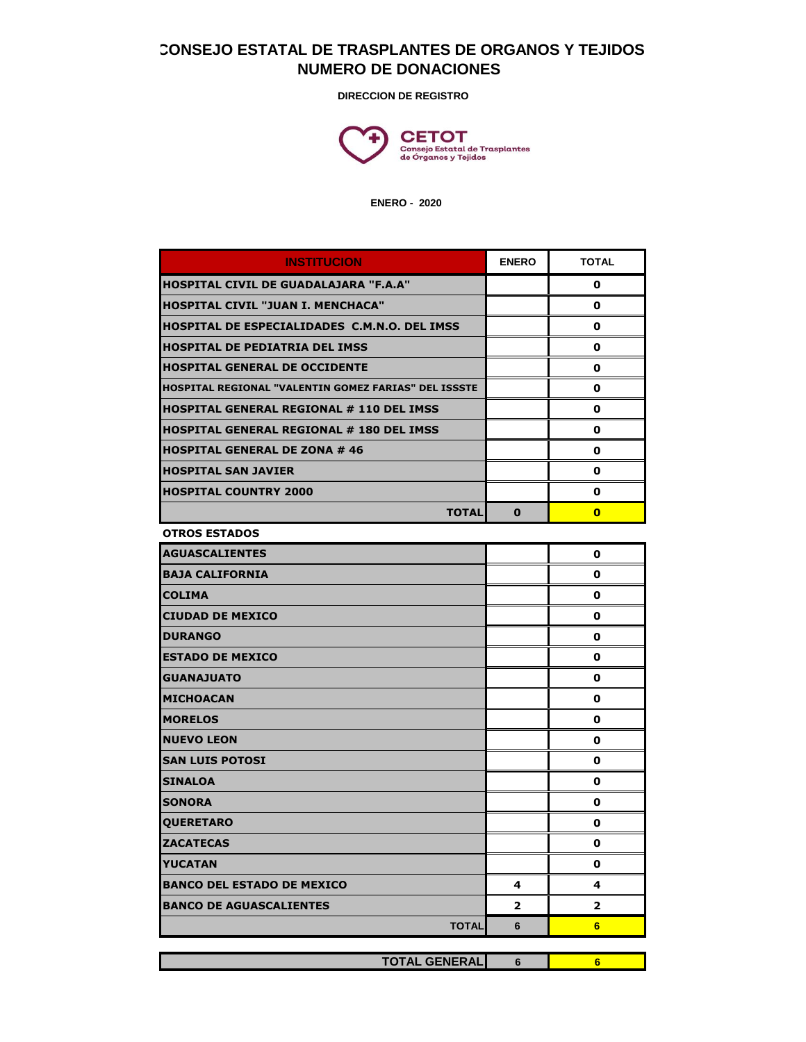# CONSEJO ESTATAL DE TRASPLANTES DE ORGANOS Y TEJIDOS
# NUMERO DE DONACIONES

**DIRECCION DE REGISTRO**

CETOT
Consejo Estatal de Trasplantes de Órganos y Tejidos

**ENERO - 2020**

| INSTITUCION | ENERO | TOTAL |
|---|---|---|
| HOSPITAL CIVIL DE GUADALAJARA "F.A.A" | | 0 |
| HOSPITAL CIVIL "JUAN I. MENCHACA" | | 0 |
| HOSPITAL DE ESPECIALIDADES C.M.N.O. DEL IMSS | | 0 |
| HOSPITAL DE PEDIATRIA DEL IMSS | | 0 |
| HOSPITAL GENERAL DE OCCIDENTE | | 0 |
| HOSPITAL REGIONAL "VALENTIN GOMEZ FARIAS" DEL ISSSTE | | 0 |
| HOSPITAL GENERAL REGIONAL # 110 DEL IMSS | | 0 |
| HOSPITAL GENERAL REGIONAL # 180 DEL IMSS | | 0 |
| HOSPITAL GENERAL DE ZONA # 46 | | 0 |
| HOSPITAL SAN JAVIER | | 0 |
| HOSPITAL COUNTRY 2000 | | 0 |
| **TOTAL** | **0** | **0** |

**OTROS ESTADOS**

| OTROS ESTADOS | ENERO | TOTAL |
|---|---|---|
| AGUASCALIENTES | | 0 |
| BAJA CALIFORNIA | | 0 |
| COLIMA | | 0 |
| CIUDAD DE MEXICO | | 0 |
| DURANGO | | 0 |
| ESTADO DE MEXICO | | 0 |
| GUANAJUATO | | 0 |
| MICHOACAN | | 0 |
| MORELOS | | 0 |
| NUEVO LEON | | 0 |
| SAN LUIS POTOSI | | 0 |
| SINALOA | | 0 |
| SONORA | | 0 |
| QUERETARO | | 0 |
| ZACATECAS | | 0 |
| YUCATAN | | 0 |
| BANCO DEL ESTADO DE MEXICO | 4 | 4 |
| BANCO DE AGUASCALIENTES | 2 | 2 |
| **TOTAL** | **6** | **6** |

| | ENERO | TOTAL |
|---|---|---|
| **TOTAL GENERAL** | **6** | **6** |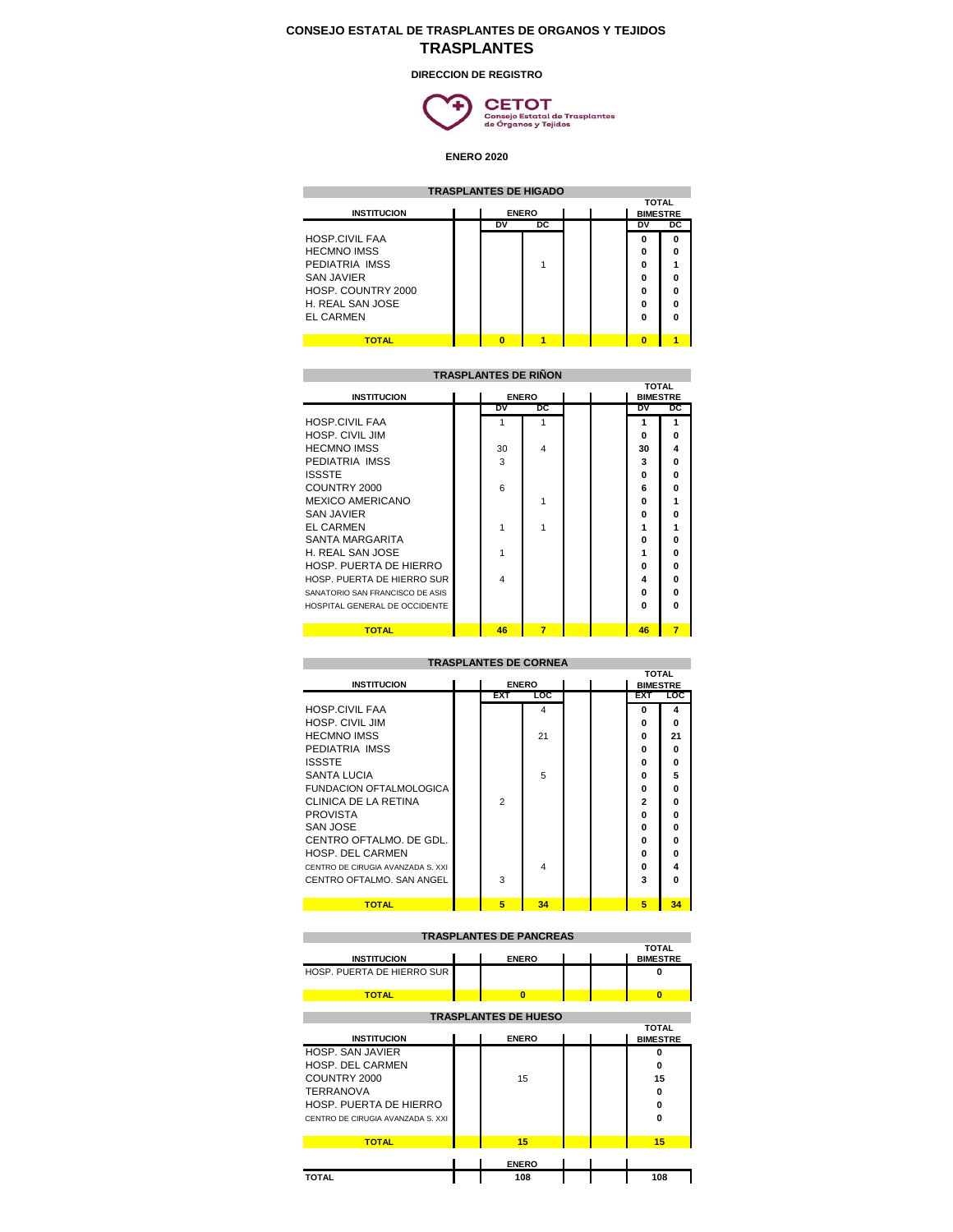**CONSEJO ESTATAL DE TRASPLANTES DE ORGANOS Y TEJIDOS**

# TRASPLANTES

**DIRECCION DE REGISTRO**

CETOT
Consejo Estatal de Trasplantes de Órganos y Tejidos

**ENERO 2020**

## TRASPLANTES DE HIGADO

| INSTITUCION | ENERO DV | ENERO DC | TOTAL BIMESTRE DV | TOTAL BIMESTRE DC |
|---|---|---|---|---|
| HOSP.CIVIL FAA | | | 0 | 0 |
| HECMNO IMSS | | | 0 | 0 |
| PEDIATRIA IMSS | | 1 | 0 | 1 |
| SAN JAVIER | | | 0 | 0 |
| HOSP. COUNTRY 2000 | | | 0 | 0 |
| H. REAL SAN JOSE | | | 0 | 0 |
| EL CARMEN | | | 0 | 0 |
| **TOTAL** | **0** | **1** | **0** | **1** |

## TRASPLANTES DE RIÑON

| INSTITUCION | ENERO DV | ENERO DC | TOTAL BIMESTRE DV | TOTAL BIMESTRE DC |
|---|---|---|---|---|
| HOSP.CIVIL FAA | 1 | 1 | 1 | 1 |
| HOSP. CIVIL JIM | | | 0 | 0 |
| HECMNO IMSS | 30 | 4 | 30 | 4 |
| PEDIATRIA IMSS | 3 | | 3 | 0 |
| ISSSTE | | | 0 | 0 |
| COUNTRY 2000 | 6 | | 6 | 0 |
| MEXICO AMERICANO | | 1 | 0 | 1 |
| SAN JAVIER | | | 0 | 0 |
| EL CARMEN | 1 | 1 | 1 | 1 |
| SANTA MARGARITA | | | 0 | 0 |
| H. REAL SAN JOSE | 1 | | 1 | 0 |
| HOSP. PUERTA DE HIERRO | | | 0 | 0 |
| HOSP. PUERTA DE HIERRO SUR | 4 | | 4 | 0 |
| SANATORIO SAN FRANCISCO DE ASIS | | | 0 | 0 |
| HOSPITAL GENERAL DE OCCIDENTE | | | 0 | 0 |
| **TOTAL** | **46** | **7** | **46** | **7** |

## TRASPLANTES DE CORNEA

| INSTITUCION | ENERO EXT | ENERO LOC | TOTAL BIMESTRE EXT | TOTAL BIMESTRE LOC |
|---|---|---|---|---|
| HOSP.CIVIL FAA | | 4 | 0 | 4 |
| HOSP. CIVIL JIM | | | 0 | 0 |
| HECMNO IMSS | | 21 | 0 | 21 |
| PEDIATRIA IMSS | | | 0 | 0 |
| ISSSTE | | | 0 | 0 |
| SANTA LUCIA | | 5 | 0 | 5 |
| FUNDACION OFTALMOLOGICA | | | 0 | 0 |
| CLINICA DE LA RETINA | 2 | | 2 | 0 |
| PROVISTA | | | 0 | 0 |
| SAN JOSE | | | 0 | 0 |
| CENTRO OFTALMO. DE GDL. | | | 0 | 0 |
| HOSP. DEL CARMEN | | | 0 | 0 |
| CENTRO DE CIRUGIA AVANZADA S. XXI | | 4 | 0 | 4 |
| CENTRO OFTALMO. SAN ANGEL | 3 | | 3 | 0 |
| **TOTAL** | **5** | **34** | **5** | **34** |

## TRASPLANTES DE PANCREAS

| INSTITUCION | ENERO | TOTAL BIMESTRE |
|---|---|---|
| HOSP. PUERTA DE HIERRO SUR | | 0 |
| **TOTAL** | **0** | **0** |

## TRASPLANTES DE HUESO

| INSTITUCION | ENERO | TOTAL BIMESTRE |
|---|---|---|
| HOSP. SAN JAVIER | | 0 |
| HOSP. DEL CARMEN | | 0 |
| COUNTRY 2000 | 15 | 15 |
| TERRANOVA | | 0 |
| HOSP. PUERTA DE HIERRO | | 0 |
| CENTRO DE CIRUGIA AVANZADA S. XXI | | 0 |
| **TOTAL** | **15** | **15** |

| | ENERO | |
|---|---|---|
| **TOTAL** | **108** | **108** |